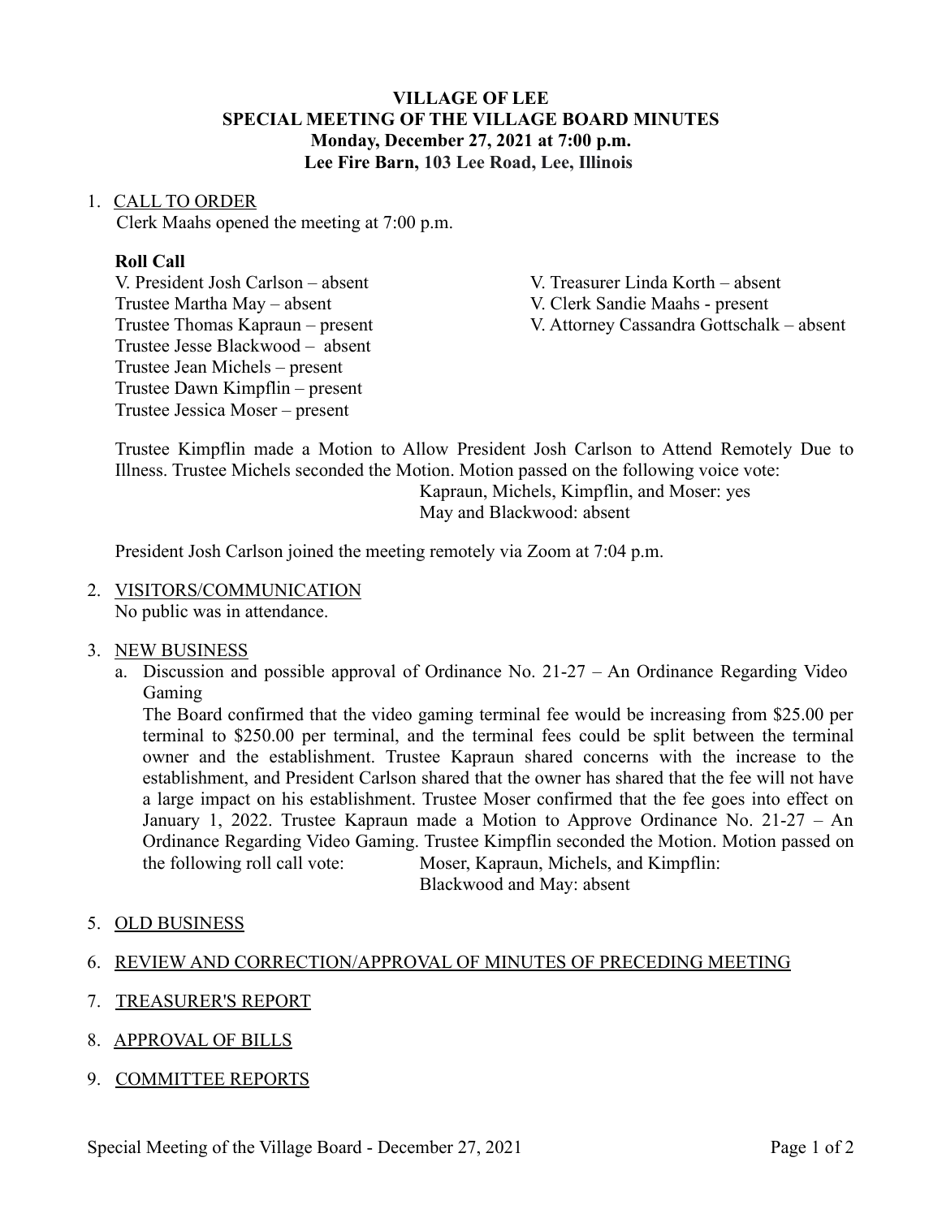**VILLAGE OF LEE**
**SPECIAL MEETING OF THE VILLAGE BOARD MINUTES**
**Monday, December 27, 2021 at 7:00 p.m.**
**Lee Fire Barn, 103 Lee Road, Lee, Illinois**

1. CALL TO ORDER
   Clerk Maahs opened the meeting at 7:00 p.m.

   **Roll Call**
   V. President Josh Carlson – absent
   Trustee Martha May – absent
   Trustee Thomas Kapraun – present
   Trustee Jesse Blackwood – absent
   Trustee Jean Michels – present
   Trustee Dawn Kimpflin – present
   Trustee Jessica Moser – present
   V. Treasurer Linda Korth – absent
   V. Clerk Sandie Maahs - present
   V. Attorney Cassandra Gottschalk – absent

   Trustee Kimpflin made a Motion to Allow President Josh Carlson to Attend Remotely Due to Illness. Trustee Michels seconded the Motion. Motion passed on the following voice vote:
   Kapraun, Michels, Kimpflin, and Moser: yes
   May and Blackwood: absent

   President Josh Carlson joined the meeting remotely via Zoom at 7:04 p.m.

2. VISITORS/COMMUNICATION
   No public was in attendance.

3. NEW BUSINESS
   a. Discussion and possible approval of Ordinance No. 21-27 – An Ordinance Regarding Video Gaming
      The Board confirmed that the video gaming terminal fee would be increasing from $25.00 per terminal to $250.00 per terminal, and the terminal fees could be split between the terminal owner and the establishment. Trustee Kapraun shared concerns with the increase to the establishment, and President Carlson shared that the owner has shared that the fee will not have a large impact on his establishment. Trustee Moser confirmed that the fee goes into effect on January 1, 2022. Trustee Kapraun made a Motion to Approve Ordinance No. 21-27 – An Ordinance Regarding Video Gaming. Trustee Kimpflin seconded the Motion. Motion passed on the following roll call vote: Moser, Kapraun, Michels, and Kimpflin:
      Blackwood and May: absent

5. OLD BUSINESS

6. REVIEW AND CORRECTION/APPROVAL OF MINUTES OF PRECEDING MEETING

7. TREASURER'S REPORT

8. APPROVAL OF BILLS

9. COMMITTEE REPORTS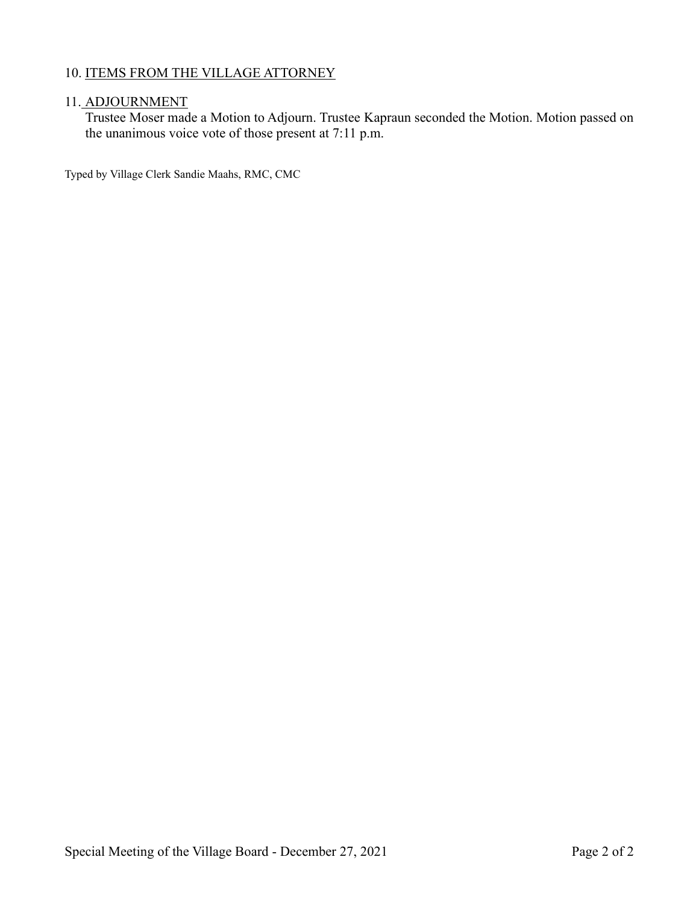10. <u>ITEMS FROM THE VILLAGE ATTORNEY</u>

11. <u>ADJOURNMENT</u>
    Trustee Moser made a Motion to Adjourn. Trustee Kapraun seconded the Motion. Motion passed on the unanimous voice vote of those present at 7:11 p.m.

Typed by Village Clerk Sandie Maahs, RMC, CMC